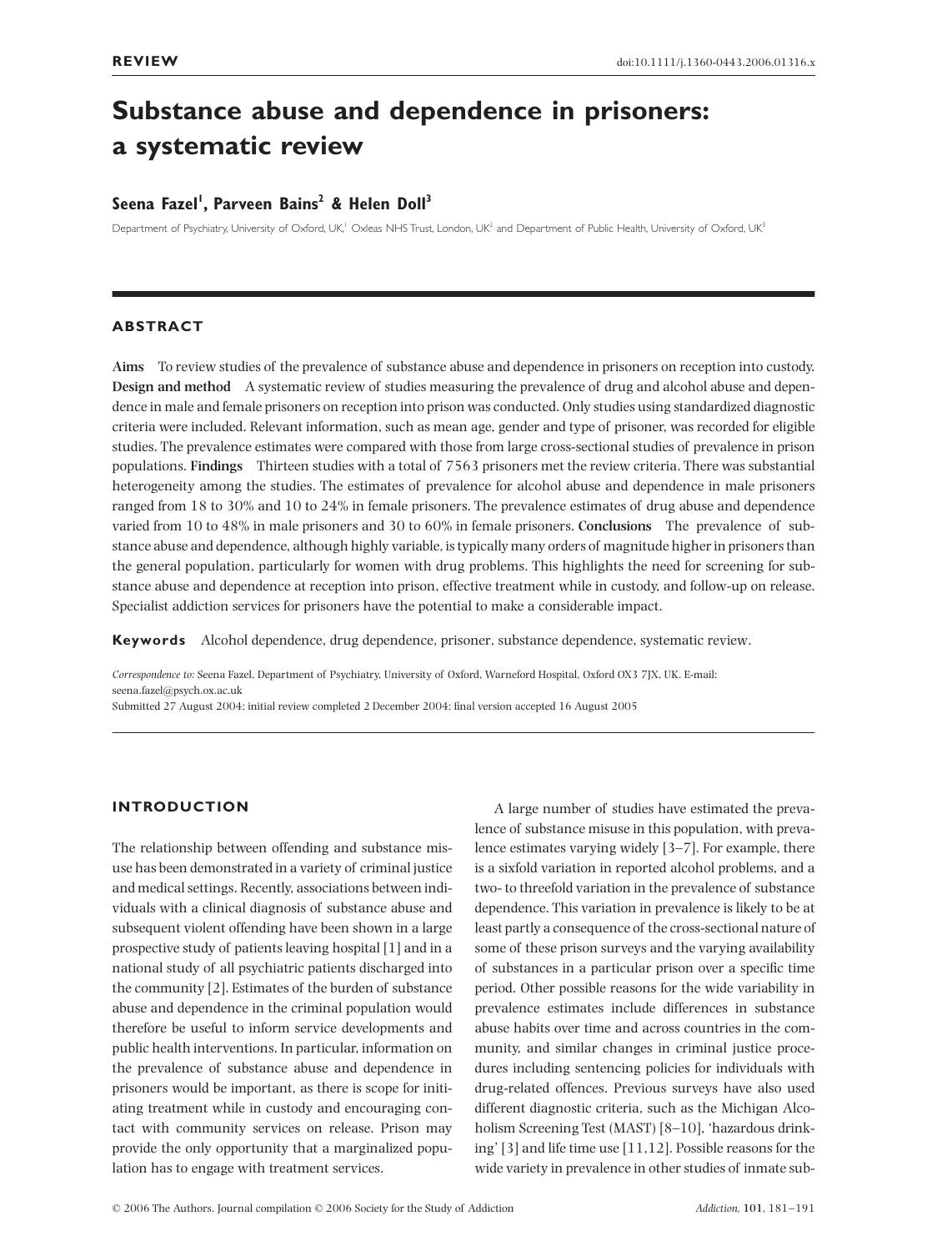REVIEW

doi:10.1111/j.1360-0443.2006.01316.x

# Substance abuse and dependence in prisoners: a systematic review

**Seena Fazel[1], Parveen Bains[2] & Helen Doll[3]**

Department of Psychiatry, University of Oxford, UK,[1] Oxleas NHS Trust, London, UK[2] and Department of Public Health, University of Oxford, UK[3]

## ABSTRACT

**Aims** To review studies of the prevalence of substance abuse and dependence in prisoners on reception into custody. **Design and method** A systematic review of studies measuring the prevalence of drug and alcohol abuse and dependence in male and female prisoners on reception into prison was conducted. Only studies using standardized diagnostic criteria were included. Relevant information, such as mean age, gender and type of prisoner, was recorded for eligible studies. The prevalence estimates were compared with those from large cross-sectional studies of prevalence in prison populations. **Findings** Thirteen studies with a total of 7563 prisoners met the review criteria. There was substantial heterogeneity among the studies. The estimates of prevalence for alcohol abuse and dependence in male prisoners ranged from 18 to 30% and 10 to 24% in female prisoners. The prevalence estimates of drug abuse and dependence varied from 10 to 48% in male prisoners and 30 to 60% in female prisoners. **Conclusions** The prevalence of substance abuse and dependence, although highly variable, is typically many orders of magnitude higher in prisoners than the general population, particularly for women with drug problems. This highlights the need for screening for substance abuse and dependence at reception into prison, effective treatment while in custody, and follow-up on release. Specialist addiction services for prisoners have the potential to make a considerable impact.

**Keywords** Alcohol dependence, drug dependence, prisoner, substance dependence, systematic review.

*Correspondence to:* Seena Fazel, Department of Psychiatry, University of Oxford, Warneford Hospital, Oxford OX3 7JX, UK. E-mail: seena.fazel@psych.ox.ac.uk
Submitted 27 August 2004; initial review completed 2 December 2004; final version accepted 16 August 2005

## INTRODUCTION

The relationship between offending and substance misuse has been demonstrated in a variety of criminal justice and medical settings. Recently, associations between individuals with a clinical diagnosis of substance abuse and subsequent violent offending have been shown in a large prospective study of patients leaving hospital [1] and in a national study of all psychiatric patients discharged into the community [2]. Estimates of the burden of substance abuse and dependence in the criminal population would therefore be useful to inform service developments and public health interventions. In particular, information on the prevalence of substance abuse and dependence in prisoners would be important, as there is scope for initiating treatment while in custody and encouraging contact with community services on release. Prison may provide the only opportunity that a marginalized population has to engage with treatment services.

A large number of studies have estimated the prevalence of substance misuse in this population, with prevalence estimates varying widely [3–7]. For example, there is a sixfold variation in reported alcohol problems, and a two- to threefold variation in the prevalence of substance dependence. This variation in prevalence is likely to be at least partly a consequence of the cross-sectional nature of some of these prison surveys and the varying availability of substances in a particular prison over a specific time period. Other possible reasons for the wide variability in prevalence estimates include differences in substance abuse habits over time and across countries in the community, and similar changes in criminal justice procedures including sentencing policies for individuals with drug-related offences. Previous surveys have also used different diagnostic criteria, such as the Michigan Alcoholism Screening Test (MAST) [8–10], 'hazardous drinking' [3] and life time use [11,12]. Possible reasons for the wide variety in prevalence in other studies of inmate sub-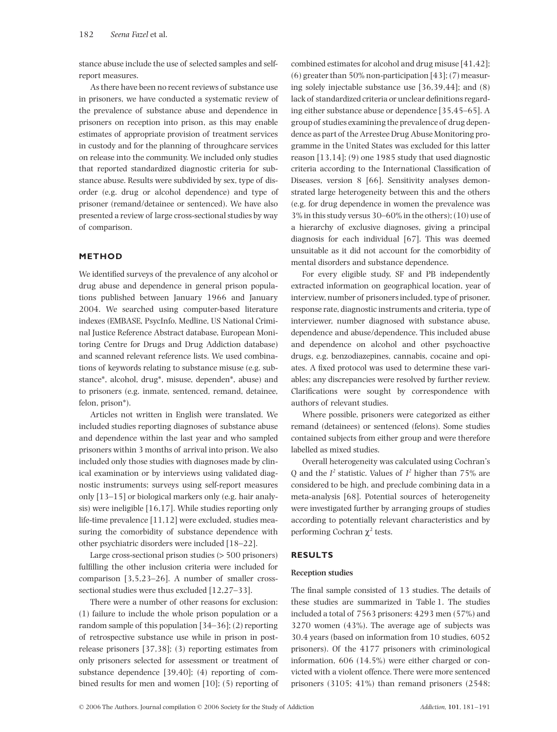stance abuse include the use of selected samples and self-report measures.

As there have been no recent reviews of substance use in prisoners, we have conducted a systematic review of the prevalence of substance abuse and dependence in prisoners on reception into prison, as this may enable estimates of appropriate provision of treatment services in custody and for the planning of throughcare services on release into the community. We included only studies that reported standardized diagnostic criteria for substance abuse. Results were subdivided by sex, type of disorder (e.g. drug or alcohol dependence) and type of prisoner (remand/detainee or sentenced). We have also presented a review of large cross-sectional studies by way of comparison.

## METHOD

We identified surveys of the prevalence of any alcohol or drug abuse and dependence in general prison populations published between January 1966 and January 2004. We searched using computer-based literature indexes (EMBASE, PsycInfo, Medline, US National Criminal Justice Reference Abstract database, European Monitoring Centre for Drugs and Drug Addiction database) and scanned relevant reference lists. We used combinations of keywords relating to substance misuse (e.g. substance*, alcohol, drug*, misuse, dependen*, abuse) and to prisoners (e.g. inmate, sentenced, remand, detainee, felon, prison*).

Articles not written in English were translated. We included studies reporting diagnoses of substance abuse and dependence within the last year and who sampled prisoners within 3 months of arrival into prison. We also included only those studies with diagnoses made by clinical examination or by interviews using validated diagnostic instruments; surveys using self-report measures only [13–15] or biological markers only (e.g. hair analysis) were ineligible [16,17]. While studies reporting only life-time prevalence [11,12] were excluded, studies measuring the comorbidity of substance dependence with other psychiatric disorders were included [18–22].

Large cross-sectional prison studies (> 500 prisoners) fulfilling the other inclusion criteria were included for comparison [3,5,23–26]. A number of smaller cross-sectional studies were thus excluded [12,27–33].

There were a number of other reasons for exclusion: (1) failure to include the whole prison population or a random sample of this population [34–36]; (2) reporting of retrospective substance use while in prison in post-release prisoners [37,38]; (3) reporting estimates from only prisoners selected for assessment or treatment of substance dependence [39,40]; (4) reporting of combined results for men and women [10]; (5) reporting of combined estimates for alcohol and drug misuse [41,42]; (6) greater than 50% non-participation [43]; (7) measuring solely injectable substance use [36,39,44]; and (8) lack of standardized criteria or unclear definitions regarding either substance abuse or dependence [35,45–65]. A group of studies examining the prevalence of drug dependence as part of the Arrestee Drug Abuse Monitoring programme in the United States was excluded for this latter reason [13,14]; (9) one 1985 study that used diagnostic criteria according to the International Classification of Diseases, version 8 [66]. Sensitivity analyses demonstrated large heterogeneity between this and the others (e.g. for drug dependence in women the prevalence was 3% in this study versus 30–60% in the others); (10) use of a hierarchy of exclusive diagnoses, giving a principal diagnosis for each individual [67]. This was deemed unsuitable as it did not account for the comorbidity of mental disorders and substance dependence.

For every eligible study, SF and PB independently extracted information on geographical location, year of interview, number of prisoners included, type of prisoner, response rate, diagnostic instruments and criteria, type of interviewer, number diagnosed with substance abuse, dependence and abuse/dependence. This included abuse and dependence on alcohol and other psychoactive drugs, e.g. benzodiazepines, cannabis, cocaine and opiates. A fixed protocol was used to determine these variables; any discrepancies were resolved by further review. Clarifications were sought by correspondence with authors of relevant studies.

Where possible, prisoners were categorized as either remand (detainees) or sentenced (felons). Some studies contained subjects from either group and were therefore labelled as mixed studies.

Overall heterogeneity was calculated using Cochran's Q and the $I^2$ statistic. Values of $I^2$ higher than 75% are considered to be high, and preclude combining data in a meta-analysis [68]. Potential sources of heterogeneity were investigated further by arranging groups of studies according to potentially relevant characteristics and by performing Cochran $\chi^2$ tests.

## RESULTS

### Reception studies

The final sample consisted of 13 studies. The details of these studies are summarized in Table 1. The studies included a total of 7563 prisoners: 4293 men (57%) and 3270 women (43%). The average age of subjects was 30.4 years (based on information from 10 studies, 6052 prisoners). Of the 4177 prisoners with criminological information, 606 (14.5%) were either charged or convicted with a violent offence. There were more sentenced prisoners (3105; 41%) than remand prisoners (2548;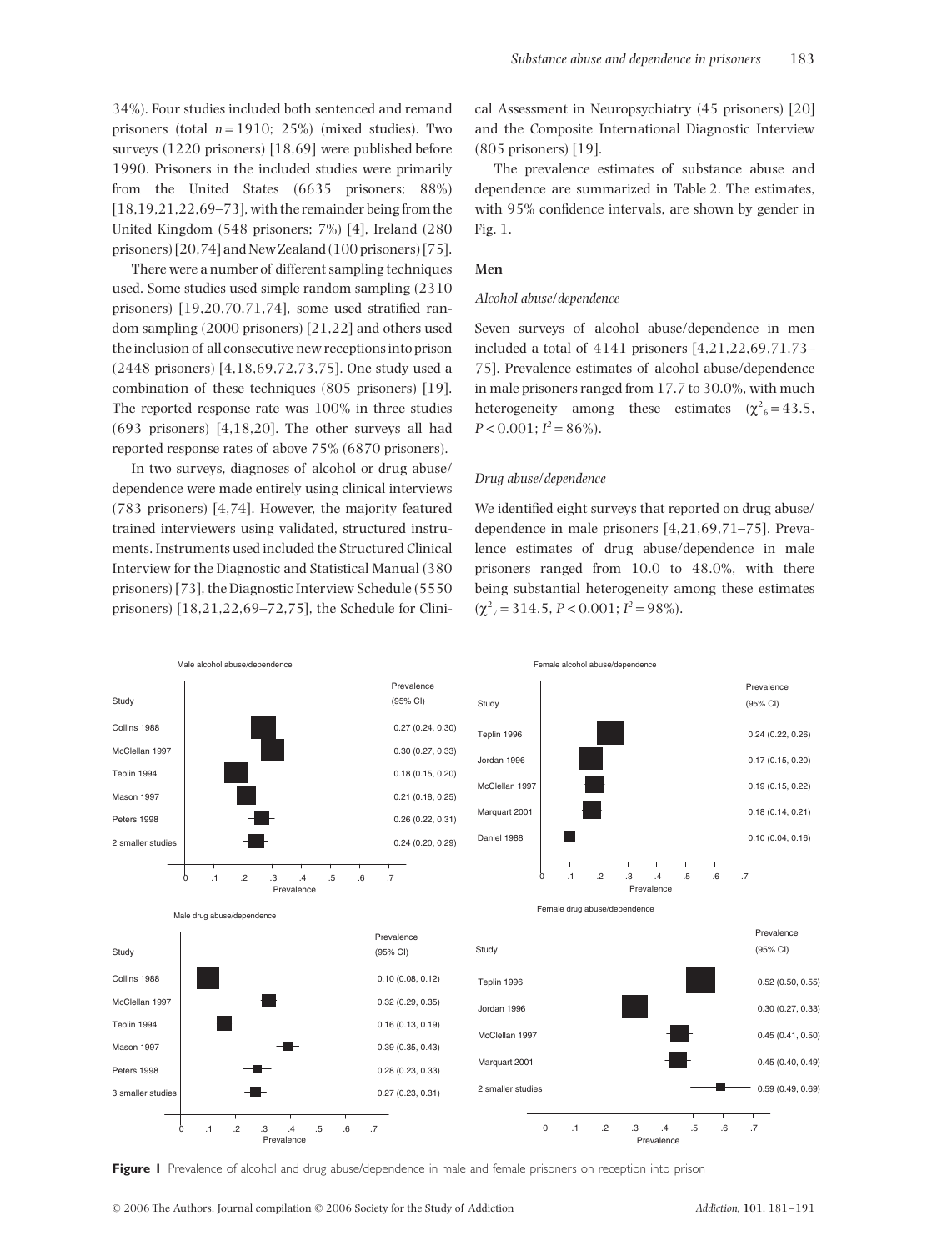34%). Four studies included both sentenced and remand prisoners (total $n = 1910$; 25%) (mixed studies). Two surveys (1220 prisoners) [18,69] were published before 1990. Prisoners in the included studies were primarily from the United States (6635 prisoners; 88%) [18,19,21,22,69–73], with the remainder being from the United Kingdom (548 prisoners; 7%) [4], Ireland (280 prisoners) [20,74] and New Zealand (100 prisoners) [75].

There were a number of different sampling techniques used. Some studies used simple random sampling (2310 prisoners) [19,20,70,71,74], some used stratified random sampling (2000 prisoners) [21,22] and others used the inclusion of all consecutive new receptions into prison (2448 prisoners) [4,18,69,72,73,75]. One study used a combination of these techniques (805 prisoners) [19]. The reported response rate was 100% in three studies (693 prisoners) [4,18,20]. The other surveys all had reported response rates of above 75% (6870 prisoners).

In two surveys, diagnoses of alcohol or drug abuse/dependence were made entirely using clinical interviews (783 prisoners) [4,74]. However, the majority featured trained interviewers using validated, structured instruments. Instruments used included the Structured Clinical Interview for the Diagnostic and Statistical Manual (380 prisoners) [73], the Diagnostic Interview Schedule (5550 prisoners) [18,21,22,69–72,75], the Schedule for Clinical Assessment in Neuropsychiatry (45 prisoners) [20] and the Composite International Diagnostic Interview (805 prisoners) [19].

The prevalence estimates of substance abuse and dependence are summarized in Table 2. The estimates, with 95% confidence intervals, are shown by gender in Fig. 1.

### Men

#### *Alcohol abuse/dependence*

Seven surveys of alcohol abuse/dependence in men included a total of 4141 prisoners [4,21,22,69,71,73–75]. Prevalence estimates of alcohol abuse/dependence in male prisoners ranged from 17.7 to 30.0%, with much heterogeneity among these estimates ($\chi^2_6 = 43.5$, $P < 0.001$; $I^2 = 86\%$).

#### *Drug abuse/dependence*

We identified eight surveys that reported on drug abuse/dependence in male prisoners [4,21,69,71–75]. Prevalence estimates of drug abuse/dependence in male prisoners ranged from 10.0 to 48.0%, with there being substantial heterogeneity among these estimates ($\chi^2_7 = 314.5$, $P < 0.001$; $I^2 = 98\%$).

Male alcohol abuse/dependence

| Study | Prevalence (95% CI) |
|---|---|
| Collins 1988 | 0.27 (0.24, 0.30) |
| McClellan 1997 | 0.30 (0.27, 0.33) |
| Teplin 1994 | 0.18 (0.15, 0.20) |
| Mason 1997 | 0.21 (0.18, 0.25) |
| Peters 1998 | 0.26 (0.22, 0.31) |
| 2 smaller studies | 0.24 (0.20, 0.29) |

Female alcohol abuse/dependence

| Study | Prevalence (95% CI) |
|---|---|
| Teplin 1996 | 0.24 (0.22, 0.26) |
| Jordan 1996 | 0.17 (0.15, 0.20) |
| McClellan 1997 | 0.19 (0.15, 0.22) |
| Marquart 2001 | 0.18 (0.14, 0.21) |
| Daniel 1988 | 0.10 (0.04, 0.16) |

Male drug abuse/dependence

| Study | Prevalence (95% CI) |
|---|---|
| Collins 1988 | 0.10 (0.08, 0.12) |
| McClellan 1997 | 0.32 (0.29, 0.35) |
| Teplin 1994 | 0.16 (0.13, 0.19) |
| Mason 1997 | 0.39 (0.35, 0.43) |
| Peters 1998 | 0.28 (0.23, 0.33) |
| 3 smaller studies | 0.27 (0.23, 0.31) |

Female drug abuse/dependence

| Study | Prevalence (95% CI) |
|---|---|
| Teplin 1996 | 0.52 (0.50, 0.55) |
| Jordan 1996 | 0.30 (0.27, 0.33) |
| McClellan 1997 | 0.45 (0.41, 0.50) |
| Marquart 2001 | 0.45 (0.40, 0.49) |
| 2 smaller studies | 0.59 (0.49, 0.69) |

**Figure 1** Prevalence of alcohol and drug abuse/dependence in male and female prisoners on reception into prison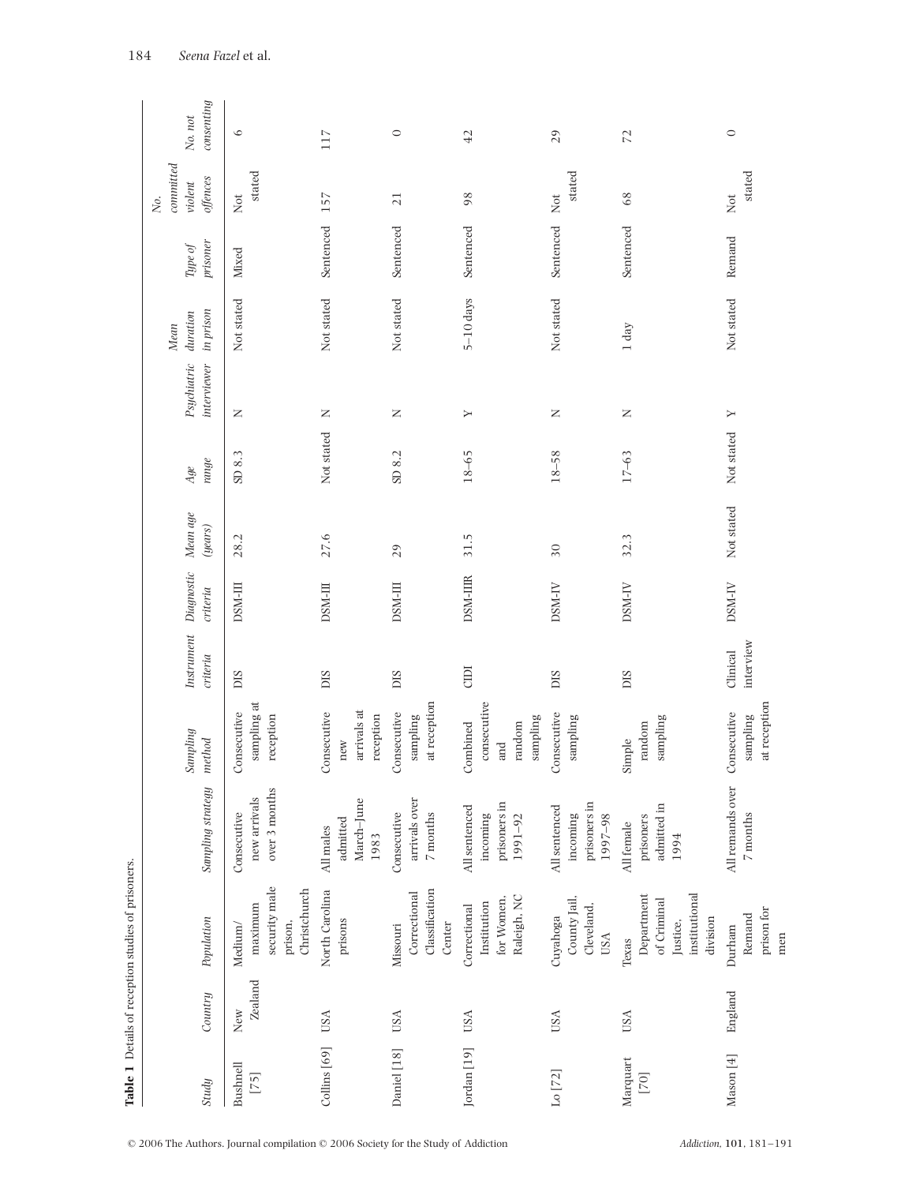**Table 1** Details of reception studies of prisoners.

| Study | Country | Population | Sampling strategy | Sampling method | Instrument criteria | Diagnostic criteria | Mean age (years) | Age range | Psychiatric interviewer | Mean duration in prison | Type of prisoner | No. committed violent offences | No. not consenting |
|---|---|---|---|---|---|---|---|---|---|---|---|---|---|
| Bushnell [75] | New Zealand | Medium/ maximum security male prison, Christchurch | Consecutive new arrivals over 3 months | Consecutive sampling at reception | DIS | DSM-III | 28.2 | SD 8.3 | N | Not stated | Mixed | Not stated | 6 |
| Collins [69] | USA | North Carolina prisons | All males admitted March–June 1983 | Consecutive new arrivals at reception | DIS | DSM-III | 27.6 | Not stated | N | Not stated | Sentenced | 157 | 117 |
| Daniel [18] | USA | Missouri Correctional Classification Center | Consecutive arrivals over 7 months | Consecutive sampling at reception | DIS | DSM-III | 29 | SD 8.2 | N | Not stated | Sentenced | 21 | 0 |
| Jordan [19] | USA | Correctional Institution for Women, Raleigh, NC | All sentenced incoming prisoners in 1991–92 | Combined consecutive and random sampling | CIDI | DSM-IIIR | 31.5 | 18–65 | Y | 5–10 days | Sentenced | 98 | 42 |
| Lo [72] | USA | Cuyahoga County Jail, Cleveland, USA | All sentenced incoming prisoners in 1997–98 | Consecutive sampling | DIS | DSM-IV | 30 | 18–58 | N | Not stated | Sentenced | Not stated | 29 |
| Marquart [70] | USA | Texas Department of Criminal Justice, institutional division | All female prisoners admitted in 1994 | Simple random sampling | DIS | DSM-IV | 32.3 | 17–63 | N | 1 day | Sentenced | 68 | 72 |
| Mason [4] | England | Durham Remand prison for men | All remands over 7 months | Consecutive sampling at reception | Clinical interview | DSM-IV | Not stated | Not stated | Y | Not stated | Remand | Not stated | 0 |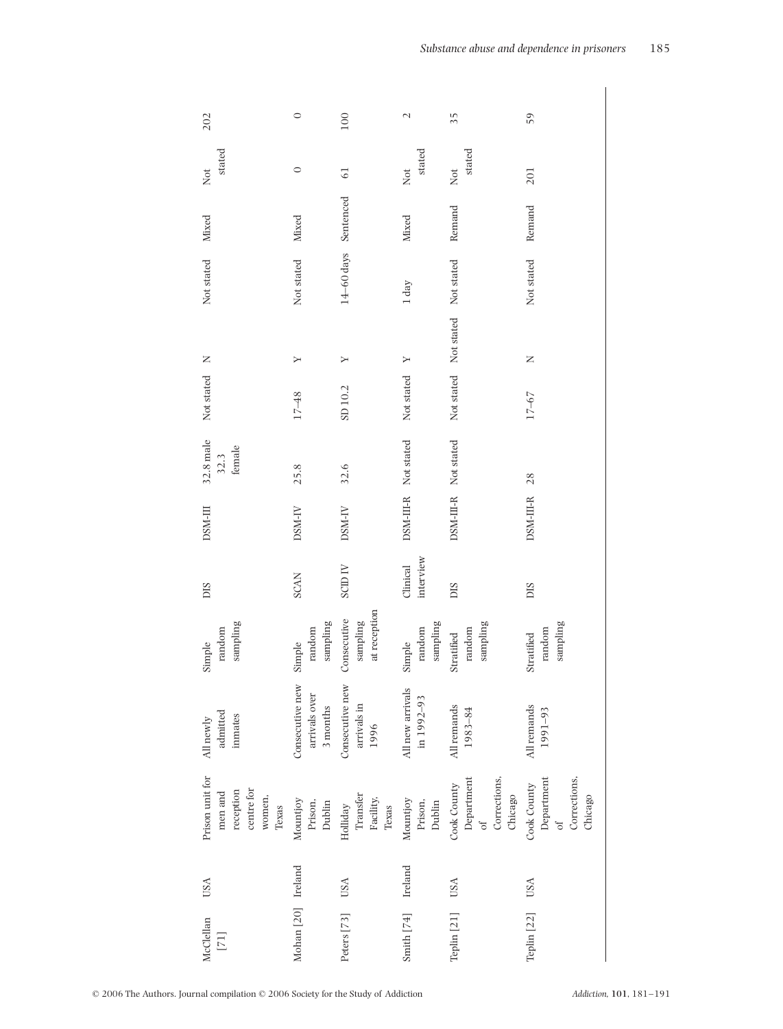| | | | | | | | | | | | | | |
|---|---|---|---|---|---|---|---|---|---|---|---|---|---|
| McClellan [71] | USA | Prison unit for men and reception centre for women, Texas | All newly admitted inmates | Simple random sampling | DIS | DSM-III | 32.8 male 32.3 female | Not stated | N | Not stated | Mixed | Not stated | 202 |
| Mohan [20] | Ireland | Mountjoy Prison, Dublin | Consecutive new arrivals over 3 months | Simple random sampling | SCAN | DSM-IV | 25.8 | 17–48 | Y | Not stated | Mixed | 0 | 0 |
| Peters [73] | USA | Holliday Transfer Facility, Texas | Consecutive new arrivals in 1996 | Consecutive sampling at reception | SCID IV | DSM-IV | 32.6 | SD 10.2 | Y | 14–60 days | Sentenced | 61 | 100 |
| Smith [74] | Ireland | Mountjoy Prison, Dublin | All new arrivals in 1992–93 | Simple random sampling | Clinical interview | DSM-III-R | Not stated | Not stated | Y | 1 day | Mixed | Not stated | 2 |
| Teplin [21] | USA | Cook County Department of Corrections, Chicago | All remands 1983–84 | Stratified random sampling | DIS | DSM-III-R | Not stated | Not stated | Not stated | Not stated | Remand | Not stated | 35 |
| Teplin [22] | USA | Cook County Department of Corrections, Chicago | All remands 1991–93 | Stratified random sampling | DIS | DSM-III-R | 28 | 17–67 | N | Not stated | Remand | 201 | 59 |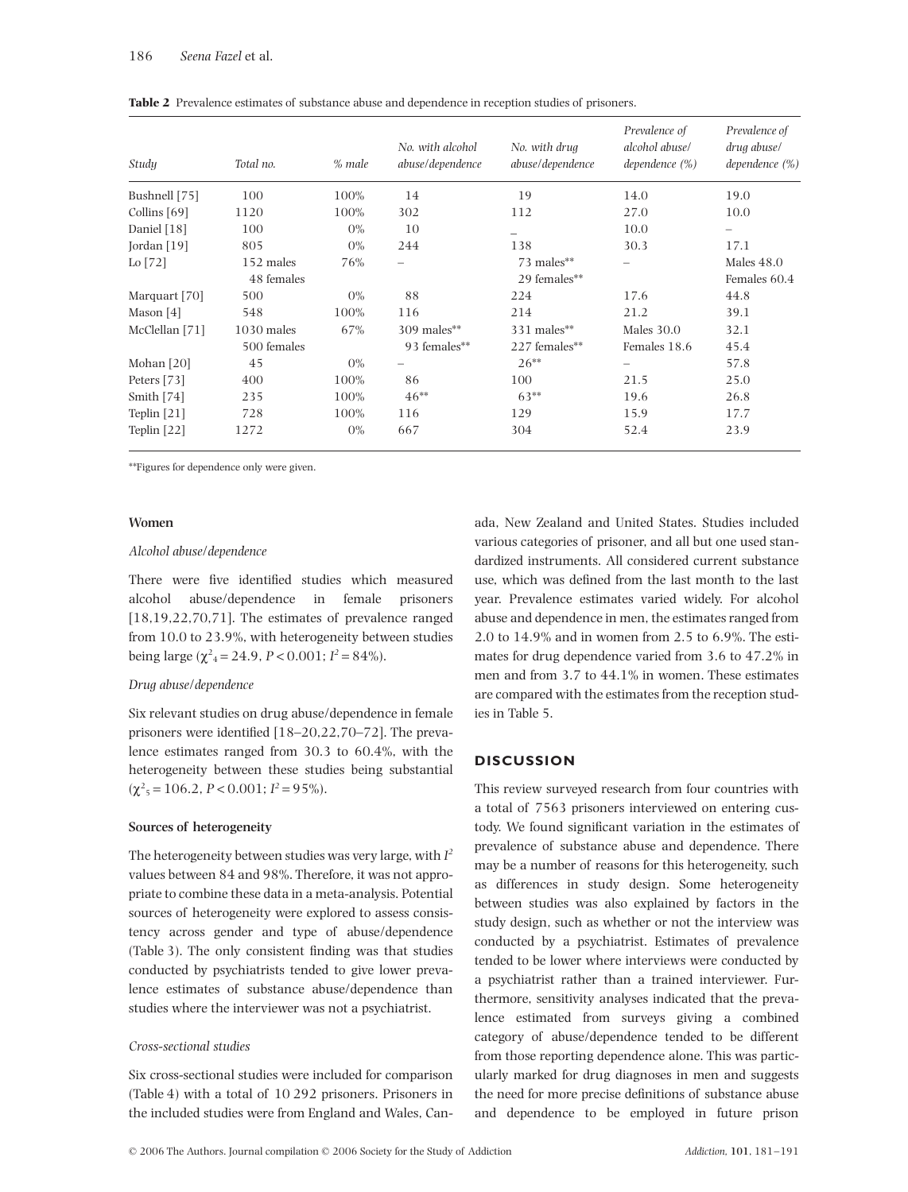**Table 2** Prevalence estimates of substance abuse and dependence in reception studies of prisoners.

| Study | Total no. | % male | No. with alcohol abuse/dependence | No. with drug abuse/dependence | Prevalence of alcohol abuse/ dependence (%) | Prevalence of drug abuse/ dependence (%) |
|---|---|---|---|---|---|---|
| Bushnell [75] | 100 | 100% | 14 | 19 | 14.0 | 19.0 |
| Collins [69] | 1120 | 100% | 302 | 112 | 27.0 | 10.0 |
| Daniel [18] | 100 | 0% | 10 | – | 10.0 | – |
| Jordan [19] | 805 | 0% | 244 | 138 | 30.3 | 17.1 |
| Lo [72] | 152 males 48 females | 76% | – | 73 males** 29 females** | – | Males 48.0 Females 60.4 |
| Marquart [70] | 500 | 0% | 88 | 224 | 17.6 | 44.8 |
| Mason [4] | 548 | 100% | 116 | 214 | 21.2 | 39.1 |
| McClellan [71] | 1030 males 500 females | 67% | 309 males** 93 females** | 331 males** 227 females** | Males 30.0 Females 18.6 | 32.1 45.4 |
| Mohan [20] | 45 | 0% | – | 26** | – | 57.8 |
| Peters [73] | 400 | 100% | 86 | 100 | 21.5 | 25.0 |
| Smith [74] | 235 | 100% | 46** | 63** | 19.6 | 26.8 |
| Teplin [21] | 728 | 100% | 116 | 129 | 15.9 | 17.7 |
| Teplin [22] | 1272 | 0% | 667 | 304 | 52.4 | 23.9 |

**Figures for dependence only were given.

#### Women

*Alcohol abuse/dependence*

There were five identified studies which measured alcohol abuse/dependence in female prisoners [18,19,22,70,71]. The estimates of prevalence ranged from 10.0 to 23.9%, with heterogeneity between studies being large ($\chi^2_4 = 24.9$, $P < 0.001$; $I^2 = 84\%$).

*Drug abuse/dependence*

Six relevant studies on drug abuse/dependence in female prisoners were identified [18–20,22,70–72]. The prevalence estimates ranged from 30.3 to 60.4%, with the heterogeneity between these studies being substantial ($\chi^2_5 = 106.2$, $P < 0.001$; $I^2 = 95\%$).

#### Sources of heterogeneity

The heterogeneity between studies was very large, with $I^2$ values between 84 and 98%. Therefore, it was not appropriate to combine these data in a meta-analysis. Potential sources of heterogeneity were explored to assess consistency across gender and type of abuse/dependence (Table 3). The only consistent finding was that studies conducted by psychiatrists tended to give lower prevalence estimates of substance abuse/dependence than studies where the interviewer was not a psychiatrist.

*Cross-sectional studies*

Six cross-sectional studies were included for comparison (Table 4) with a total of 10 292 prisoners. Prisoners in the included studies were from England and Wales, Canada, New Zealand and United States. Studies included various categories of prisoner, and all but one used standardized instruments. All considered current substance use, which was defined from the last month to the last year. Prevalence estimates varied widely. For alcohol abuse and dependence in men, the estimates ranged from 2.0 to 14.9% and in women from 2.5 to 6.9%. The estimates for drug dependence varied from 3.6 to 47.2% in men and from 3.7 to 44.1% in women. These estimates are compared with the estimates from the reception studies in Table 5.

## DISCUSSION

This review surveyed research from four countries with a total of 7563 prisoners interviewed on entering custody. We found significant variation in the estimates of prevalence of substance abuse and dependence. There may be a number of reasons for this heterogeneity, such as differences in study design. Some heterogeneity between studies was also explained by factors in the study design, such as whether or not the interview was conducted by a psychiatrist. Estimates of prevalence tended to be lower where interviews were conducted by a psychiatrist rather than a trained interviewer. Furthermore, sensitivity analyses indicated that the prevalence estimated from surveys giving a combined category of abuse/dependence tended to be different from those reporting dependence alone. This was particularly marked for drug diagnoses in men and suggests the need for more precise definitions of substance abuse and dependence to be employed in future prison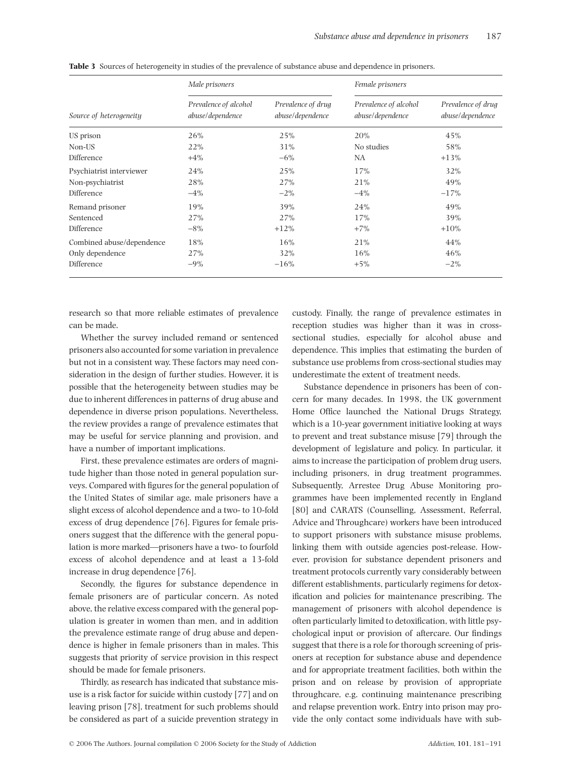**Table 3** Sources of heterogeneity in studies of the prevalence of substance abuse and dependence in prisoners.

| | *Male prisoners* | | *Female prisoners* | |
|---|---|---|---|---|
| *Source of heterogeneity* | *Prevalence of alcohol abuse/dependence* | *Prevalence of drug abuse/dependence* | *Prevalence of alcohol abuse/dependence* | *Prevalence of drug abuse/dependence* |
| US prison | 26% | 25% | 20% | 45% |
| Non-US | 22% | 31% | No studies | 58% |
| Difference | +4% | −6% | NA | +13% |
| Psychiatrist interviewer | 24% | 25% | 17% | 32% |
| Non-psychiatrist | 28% | 27% | 21% | 49% |
| Difference | −4% | −2% | −4% | −17% |
| Remand prisoner | 19% | 39% | 24% | 49% |
| Sentenced | 27% | 27% | 17% | 39% |
| Difference | −8% | +12% | +7% | +10% |
| Combined abuse/dependence | 18% | 16% | 21% | 44% |
| Only dependence | 27% | 32% | 16% | 46% |
| Difference | −9% | −16% | +5% | −2% |

research so that more reliable estimates of prevalence can be made.

Whether the survey included remand or sentenced prisoners also accounted for some variation in prevalence but not in a consistent way. These factors may need consideration in the design of further studies. However, it is possible that the heterogeneity between studies may be due to inherent differences in patterns of drug abuse and dependence in diverse prison populations. Nevertheless, the review provides a range of prevalence estimates that may be useful for service planning and provision, and have a number of important implications.

First, these prevalence estimates are orders of magnitude higher than those noted in general population surveys. Compared with figures for the general population of the United States of similar age, male prisoners have a slight excess of alcohol dependence and a two- to 10-fold excess of drug dependence [76]. Figures for female prisoners suggest that the difference with the general population is more marked—prisoners have a two- to fourfold excess of alcohol dependence and at least a 13-fold increase in drug dependence [76].

Secondly, the figures for substance dependence in female prisoners are of particular concern. As noted above, the relative excess compared with the general population is greater in women than men, and in addition the prevalence estimate range of drug abuse and dependence is higher in female prisoners than in males. This suggests that priority of service provision in this respect should be made for female prisoners.

Thirdly, as research has indicated that substance misuse is a risk factor for suicide within custody [77] and on leaving prison [78], treatment for such problems should be considered as part of a suicide prevention strategy in custody. Finally, the range of prevalence estimates in reception studies was higher than it was in cross-sectional studies, especially for alcohol abuse and dependence. This implies that estimating the burden of substance use problems from cross-sectional studies may underestimate the extent of treatment needs.

Substance dependence in prisoners has been of concern for many decades. In 1998, the UK government Home Office launched the National Drugs Strategy, which is a 10-year government initiative looking at ways to prevent and treat substance misuse [79] through the development of legislature and policy. In particular, it aims to increase the participation of problem drug users, including prisoners, in drug treatment programmes. Subsequently, Arrestee Drug Abuse Monitoring programmes have been implemented recently in England [80] and CARATS (Counselling, Assessment, Referral, Advice and Throughcare) workers have been introduced to support prisoners with substance misuse problems, linking them with outside agencies post-release. However, provision for substance dependent prisoners and treatment protocols currently vary considerably between different establishments, particularly regimens for detoxification and policies for maintenance prescribing. The management of prisoners with alcohol dependence is often particularly limited to detoxification, with little psychological input or provision of aftercare. Our findings suggest that there is a role for thorough screening of prisoners at reception for substance abuse and dependence and for appropriate treatment facilities, both within the prison and on release by provision of appropriate throughcare, e.g. continuing maintenance prescribing and relapse prevention work. Entry into prison may provide the only contact some individuals have with sub-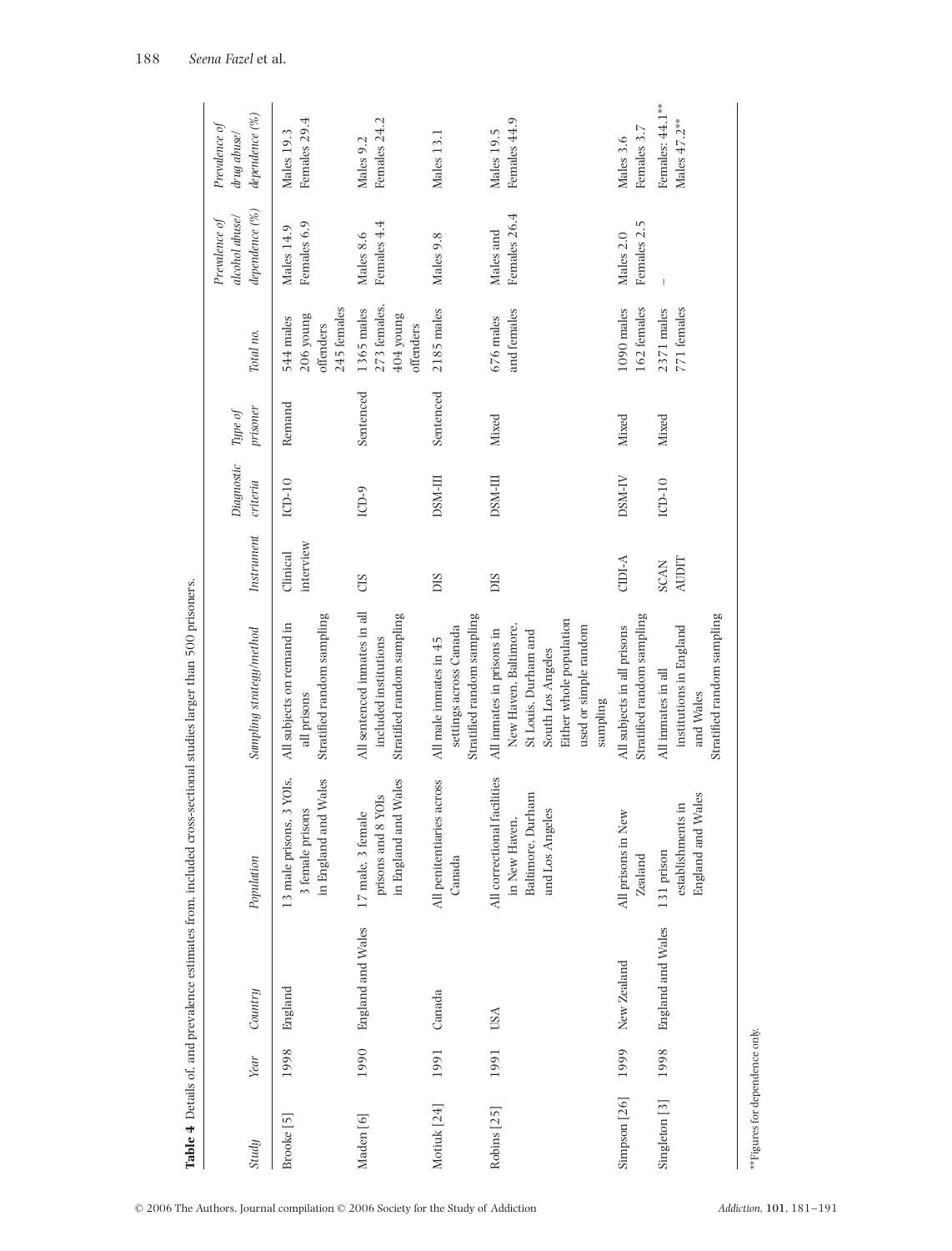**Table 4** Details of, and prevalence estimates from, included cross-sectional studies larger than 500 prisoners.

| Study | Year | Country | Population | Sampling strategy/method | Instrument | Diagnostic criteria | Type of prisoner | Total no. | Prevalence of alcohol abuse/ dependence (%) | Prevalence of drug abuse/ dependence (%) |
|---|---|---|---|---|---|---|---|---|---|---|
| Brooke [5] | 1998 | England | 13 male prisons, 3 YOIs, 3 female prisons in England and Wales | All subjects on remand in all prisons Stratified random sampling | Clinical interview | ICD-10 | Remand | 544 males 206 young offenders 245 females | Males 14.9 Females 6.9 | Males 19.3 Females 29.4 |
| Maden [6] | 1990 | England and Wales | 17 male, 3 female prisons and 8 YOIs in England and Wales | All sentenced inmates in all included institutions Stratified random sampling | CIS | ICD-9 | Sentenced | 1365 males 273 females, 404 young offenders | Males 8.6 Females 4.4 | Males 9.2 Females 24.2 |
| Motiuk [24] | 1991 | Canada | All penitentiaries across Canada | All male inmates in 45 settings across Canada Stratified random sampling | DIS | DSM-III | Sentenced | 2185 males | Males 9.8 | Males 13.1 |
| Robins [25] | 1991 | USA | All correctional facilities in New Haven, Baltimore, Durham and Los Angeles | All inmates in prisons in New Haven, Baltimore, St Louis, Durham and South Los Angeles Either whole population used or simple random sampling | DIS | DSM-III | Mixed | 676 males and females | Males and Females 26.4 | Males 19.5 Females 44.9 |
| Simpson [26] | 1999 | New Zealand | All prisons in New Zealand | All subjects in all prisons Stratified random sampling | CIDI-A | DSM-IV | Mixed | 1090 males 162 females | Males 2.0 Females 2.5 | Males 3.6 Females 3.7 |
| Singleton [3] | 1998 | England and Wales | 131 prison establishments in England and Wales | All inmates in all institutions in England and Wales Stratified random sampling | SCAN AUDIT | ICD-10 | Mixed | 2371 males 771 females | – | Females: 44.1** Males 47.2** |

**Figures for dependence only.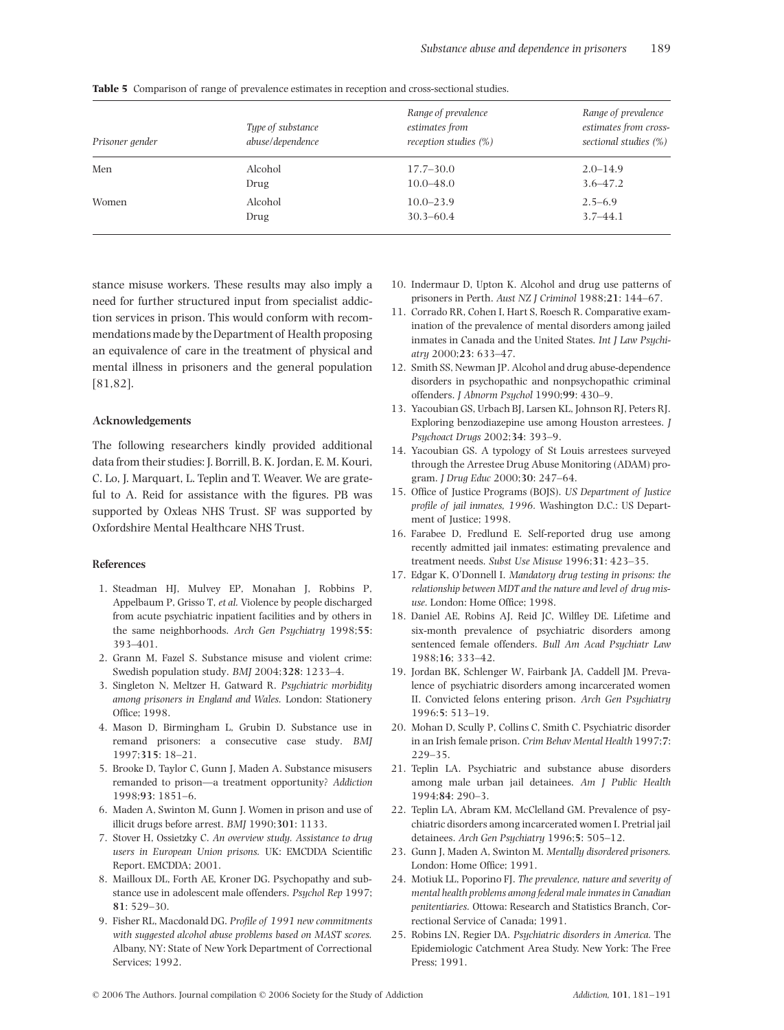**Table 5** Comparison of range of prevalence estimates in reception and cross-sectional studies.

| Prisoner gender | Type of substance abuse/dependence | Range of prevalence estimates from reception studies (%) | Range of prevalence estimates from cross-sectional studies (%) |
|---|---|---|---|
| Men | Alcohol | 17.7–30.0 | 2.0–14.9 |
| | Drug | 10.0–48.0 | 3.6–47.2 |
| Women | Alcohol | 10.0–23.9 | 2.5–6.9 |
| | Drug | 30.3–60.4 | 3.7–44.1 |

stance misuse workers. These results may also imply a need for further structured input from specialist addiction services in prison. This would conform with recommendations made by the Department of Health proposing an equivalence of care in the treatment of physical and mental illness in prisoners and the general population [81,82].

### Acknowledgements

The following researchers kindly provided additional data from their studies: J. Borrill, B. K. Jordan, E. M. Kouri, C. Lo, J. Marquart, L. Teplin and T. Weaver. We are grateful to A. Reid for assistance with the figures. PB was supported by Oxleas NHS Trust. SF was supported by Oxfordshire Mental Healthcare NHS Trust.

### References

1. Steadman HJ, Mulvey EP, Monahan J, Robbins P, Appelbaum P, Grisso T, *et al.* Violence by people discharged from acute psychiatric inpatient facilities and by others in the same neighborhoods. *Arch Gen Psychiatry* 1998;**55**: 393–401.
2. Grann M, Fazel S. Substance misuse and violent crime: Swedish population study. *BMJ* 2004;**328**: 1233–4.
3. Singleton N, Meltzer H, Gatward R. *Psychiatric morbidity among prisoners in England and Wales.* London: Stationery Office; 1998.
4. Mason D, Birmingham L, Grubin D. Substance use in remand prisoners: a consecutive case study. *BMJ* 1997;**315**: 18–21.
5. Brooke D, Taylor C, Gunn J, Maden A. Substance misusers remanded to prison—a treatment opportunity? *Addiction* 1998;**93**: 1851–6.
6. Maden A, Swinton M, Gunn J. Women in prison and use of illicit drugs before arrest. *BMJ* 1990;**301**: 1133.
7. Stover H, Ossietzky C. *An overview study. Assistance to drug users in European Union prisons.* UK: EMCDDA Scientific Report. EMCDDA; 2001.
8. Mailloux DL, Forth AE, Kroner DG. Psychopathy and substance use in adolescent male offenders. *Psychol Rep* 1997; **81**: 529–30.
9. Fisher RL, Macdonald DG. *Profile of 1991 new commitments with suggested alcohol abuse problems based on MAST scores.* Albany, NY: State of New York Department of Correctional Services; 1992.
10. Indermaur D, Upton K. Alcohol and drug use patterns of prisoners in Perth. *Aust NZ J Criminol* 1988;**21**: 144–67.
11. Corrado RR, Cohen I, Hart S, Roesch R. Comparative examination of the prevalence of mental disorders among jailed inmates in Canada and the United States. *Int J Law Psychiatry* 2000;**23**: 633–47.
12. Smith SS, Newman JP. Alcohol and drug abuse-dependence disorders in psychopathic and nonpsychopathic criminal offenders. *J Abnorm Psychol* 1990;**99**: 430–9.
13. Yacoubian GS, Urbach BJ, Larsen KL, Johnson RJ, Peters RJ. Exploring benzodiazepine use among Houston arrestees. *J Psychoact Drugs* 2002;**34**: 393–9.
14. Yacoubian GS. A typology of St Louis arrestees surveyed through the Arrestee Drug Abuse Monitoring (ADAM) program. *J Drug Educ* 2000;**30**: 247–64.
15. Office of Justice Programs (BOJS). *US Department of Justice profile of jail inmates, 1996.* Washington D.C.: US Department of Justice; 1998.
16. Farabee D, Fredlund E. Self-reported drug use among recently admitted jail inmates: estimating prevalence and treatment needs. *Subst Use Misuse* 1996;**31**: 423–35.
17. Edgar K, O'Donnell I. *Mandatory drug testing in prisons: the relationship between MDT and the nature and level of drug misuse.* London: Home Office; 1998.
18. Daniel AE, Robins AJ, Reid JC, Wilfley DE. Lifetime and six-month prevalence of psychiatric disorders among sentenced female offenders. *Bull Am Acad Psychiatr Law* 1988;**16**: 333–42.
19. Jordan BK, Schlenger W, Fairbank JA, Caddell JM. Prevalence of psychiatric disorders among incarcerated women II. Convicted felons entering prison. *Arch Gen Psychiatry* 1996;**5**: 513–19.
20. Mohan D, Scully P, Collins C, Smith C. Psychiatric disorder in an Irish female prison. *Crim Behav Mental Health* 1997;**7**: 229–35.
21. Teplin LA. Psychiatric and substance abuse disorders among male urban jail detainees. *Am J Public Health* 1994;**84**: 290–3.
22. Teplin LA, Abram KM, McClelland GM. Prevalence of psychiatric disorders among incarcerated women I. Pretrial jail detainees. *Arch Gen Psychiatry* 1996;**5**: 505–12.
23. Gunn J, Maden A, Swinton M. *Mentally disordered prisoners.* London: Home Office; 1991.
24. Motiuk LL, Poporino FJ. *The prevalence, nature and severity of mental health problems among federal male inmates in Canadian penitentiaries.* Ottowa: Research and Statistics Branch, Correctional Service of Canada; 1991.
25. Robins LN, Regier DA. *Psychiatric disorders in America.* The Epidemiologic Catchment Area Study. New York: The Free Press; 1991.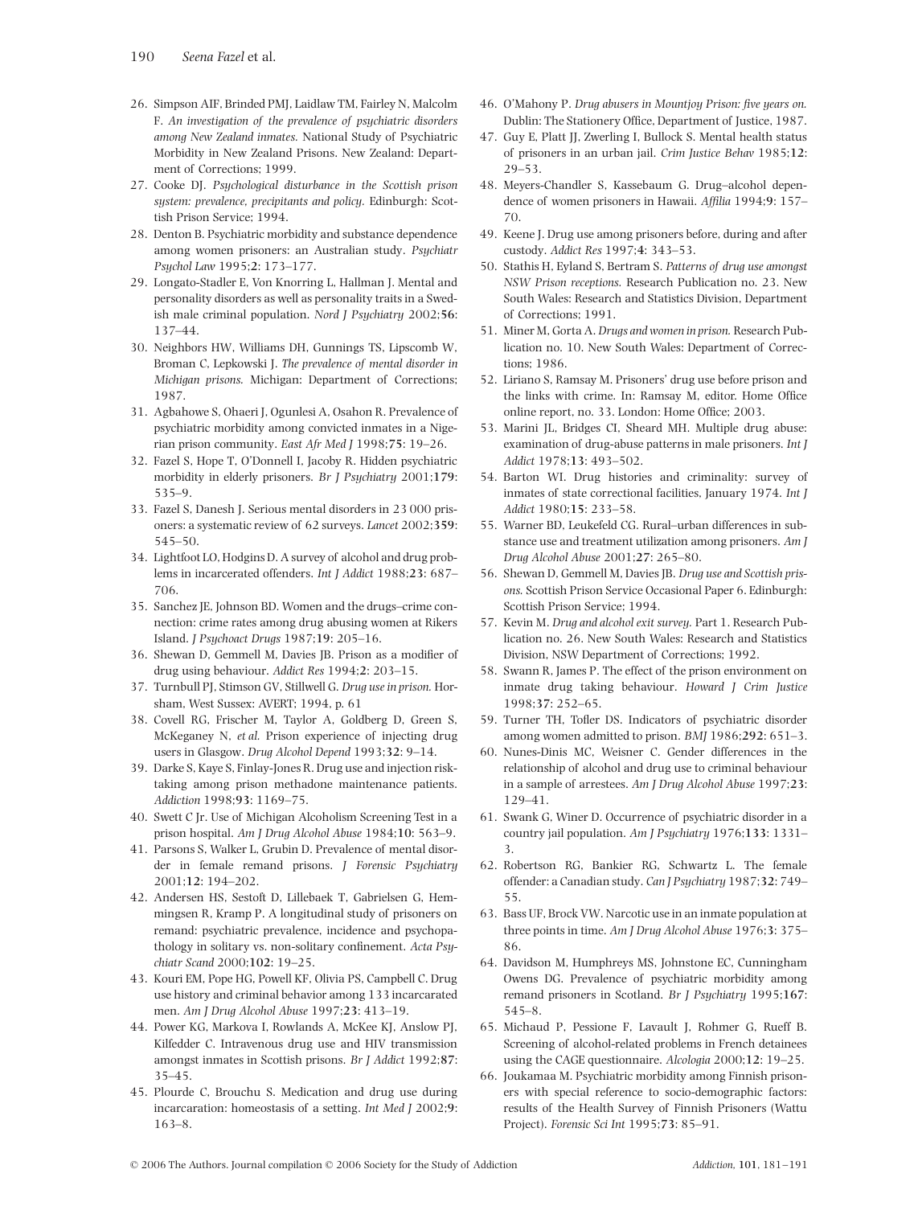26. Simpson AIF, Brinded PMJ, Laidlaw TM, Fairley N, Malcolm F. *An investigation of the prevalence of psychiatric disorders among New Zealand inmates.* National Study of Psychiatric Morbidity in New Zealand Prisons. New Zealand: Department of Corrections; 1999.
27. Cooke DJ. *Psychological disturbance in the Scottish prison system: prevalence, precipitants and policy.* Edinburgh: Scottish Prison Service; 1994.
28. Denton B. Psychiatric morbidity and substance dependence among women prisoners: an Australian study. *Psychiatr Psychol Law* 1995;**2**: 173–177.
29. Longato-Stadler E, Von Knorring L, Hallman J. Mental and personality disorders as well as personality traits in a Swedish male criminal population. *Nord J Psychiatry* 2002;**56**: 137–44.
30. Neighbors HW, Williams DH, Gunnings TS, Lipscomb W, Broman C, Lepkowski J. *The prevalence of mental disorder in Michigan prisons.* Michigan: Department of Corrections; 1987.
31. Agbahowe S, Ohaeri J, Ogunlesi A, Osahon R. Prevalence of psychiatric morbidity among convicted inmates in a Nigerian prison community. *East Afr Med J* 1998;**75**: 19–26.
32. Fazel S, Hope T, O'Donnell I, Jacoby R. Hidden psychiatric morbidity in elderly prisoners. *Br J Psychiatry* 2001;**179**: 535–9.
33. Fazel S, Danesh J. Serious mental disorders in 23 000 prisoners: a systematic review of 62 surveys. *Lancet* 2002;**359**: 545–50.
34. Lightfoot LO, Hodgins D. A survey of alcohol and drug problems in incarcerated offenders. *Int J Addict* 1988;**23**: 687–706.
35. Sanchez JE, Johnson BD. Women and the drugs–crime connection: crime rates among drug abusing women at Rikers Island. *J Psychoact Drugs* 1987;**19**: 205–16.
36. Shewan D, Gemmell M, Davies JB. Prison as a modifier of drug using behaviour. *Addict Res* 1994;**2**: 203–15.
37. Turnbull PJ, Stimson GV, Stillwell G. *Drug use in prison.* Horsham, West Sussex: AVERT; 1994, p. 61
38. Covell RG, Frischer M, Taylor A, Goldberg D, Green S, McKeganey N, *et al.* Prison experience of injecting drug users in Glasgow. *Drug Alcohol Depend* 1993;**32**: 9–14.
39. Darke S, Kaye S, Finlay-Jones R. Drug use and injection risk-taking among prison methadone maintenance patients. *Addiction* 1998;**93**: 1169–75.
40. Swett C Jr. Use of Michigan Alcoholism Screening Test in a prison hospital. *Am J Drug Alcohol Abuse* 1984;**10**: 563–9.
41. Parsons S, Walker L, Grubin D. Prevalence of mental disorder in female remand prisons. *J Forensic Psychiatry* 2001;**12**: 194–202.
42. Andersen HS, Sestoft D, Lillebaek T, Gabrielsen G, Hemmingsen R, Kramp P. A longitudinal study of prisoners on remand: psychiatric prevalence, incidence and psychopathology in solitary vs. non-solitary confinement. *Acta Psychiatr Scand* 2000;**102**: 19–25.
43. Kouri EM, Pope HG, Powell KF, Olivia PS, Campbell C. Drug use history and criminal behavior among 133 incarcerated men. *Am J Drug Alcohol Abuse* 1997;**23**: 413–19.
44. Power KG, Markova I, Rowlands A, McKee KJ, Anslow PJ, Kilfedder C. Intravenous drug use and HIV transmission amongst inmates in Scottish prisons. *Br J Addict* 1992;**87**: 35–45.
45. Plourde C, Brouchu S. Medication and drug use during incarcaration: homeostasis of a setting. *Int Med J* 2002;**9**: 163–8.
46. O'Mahony P. *Drug abusers in Mountjoy Prison: five years on.* Dublin: The Stationery Office, Department of Justice, 1987.
47. Guy E, Platt JJ, Zwerling I, Bullock S. Mental health status of prisoners in an urban jail. *Crim Justice Behav* 1985;**12**: 29–53.
48. Meyers-Chandler S, Kassebaum G. Drug–alcohol dependence of women prisoners in Hawaii. *Affilia* 1994;**9**: 157–70.
49. Keene J. Drug use among prisoners before, during and after custody. *Addict Res* 1997;**4**: 343–53.
50. Stathis H, Eyland S, Bertram S. *Patterns of drug use amongst NSW Prison receptions.* Research Publication no. 23. New South Wales: Research and Statistics Division, Department of Corrections; 1991.
51. Miner M, Gorta A. *Drugs and women in prison.* Research Publication no. 10. New South Wales: Department of Corrections; 1986.
52. Liriano S, Ramsay M. Prisoners' drug use before prison and the links with crime. In: Ramsay M, editor. Home Office online report, no. 33. London: Home Office; 2003.
53. Marini JL, Bridges CI, Sheard MH. Multiple drug abuse: examination of drug-abuse patterns in male prisoners. *Int J Addict* 1978;**13**: 493–502.
54. Barton WI. Drug histories and criminality: survey of inmates of state correctional facilities, January 1974. *Int J Addict* 1980;**15**: 233–58.
55. Warner BD, Leukefeld CG. Rural–urban differences in substance use and treatment utilization among prisoners. *Am J Drug Alcohol Abuse* 2001;**27**: 265–80.
56. Shewan D, Gemmell M, Davies JB. *Drug use and Scottish prisons.* Scottish Prison Service Occasional Paper 6. Edinburgh: Scottish Prison Service; 1994.
57. Kevin M. *Drug and alcohol exit survey.* Part 1. Research Publication no. 26. New South Wales: Research and Statistics Division, NSW Department of Corrections; 1992.
58. Swann R, James P. The effect of the prison environment on inmate drug taking behaviour. *Howard J Crim Justice* 1998;**37**: 252–65.
59. Turner TH, Tofler DS. Indicators of psychiatric disorder among women admitted to prison. *BMJ* 1986;**292**: 651–3.
60. Nunes-Dinis MC, Weisner C. Gender differences in the relationship of alcohol and drug use to criminal behaviour in a sample of arrestees. *Am J Drug Alcohol Abuse* 1997;**23**: 129–41.
61. Swank G, Winer D. Occurrence of psychiatric disorder in a country jail population. *Am J Psychiatry* 1976;**133**: 1331–3.
62. Robertson RG, Bankier RG, Schwartz L. The female offender: a Canadian study. *Can J Psychiatry* 1987;**32**: 749–55.
63. Bass UF, Brock VW. Narcotic use in an inmate population at three points in time. *Am J Drug Alcohol Abuse* 1976;**3**: 375–86.
64. Davidson M, Humphreys MS, Johnstone EC, Cunningham Owens DG. Prevalence of psychiatric morbidity among remand prisoners in Scotland. *Br J Psychiatry* 1995;**167**: 545–8.
65. Michaud P, Pessione F, Lavault J, Rohmer G, Rueff B. Screening of alcohol-related problems in French detainees using the CAGE questionnaire. *Alcologia* 2000;**12**: 19–25.
66. Joukamaa M. Psychiatric morbidity among Finnish prisoners with special reference to socio-demographic factors: results of the Health Survey of Finnish Prisoners (Wattu Project). *Forensic Sci Int* 1995;**73**: 85–91.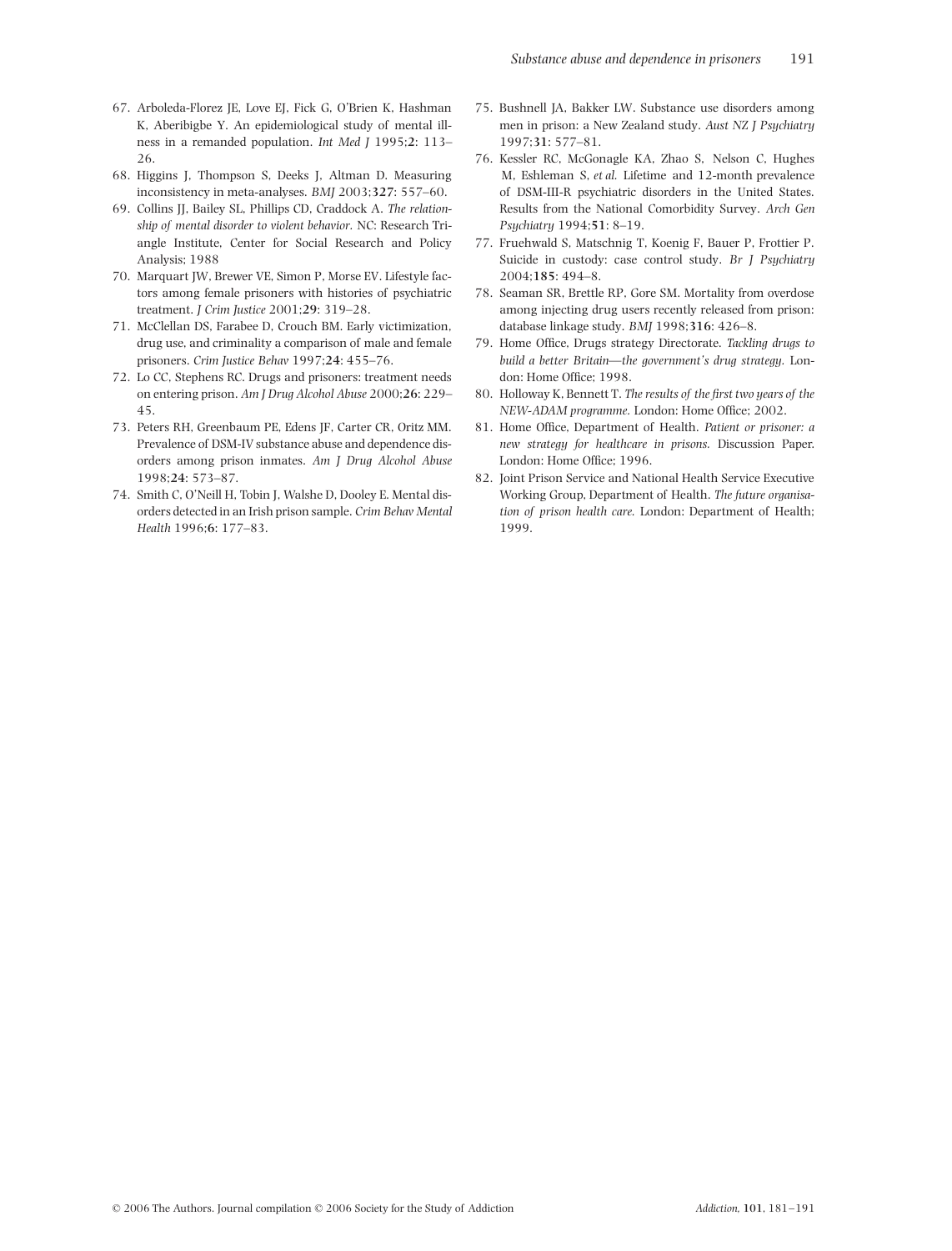67. Arboleda-Florez JE, Love EJ, Fick G, O'Brien K, Hashman K, Aberibigbe Y. An epidemiological study of mental illness in a remanded population. *Int Med J* 1995;**2**: 113–26.
68. Higgins J, Thompson S, Deeks J, Altman D. Measuring inconsistency in meta-analyses. *BMJ* 2003;**327**: 557–60.
69. Collins JJ, Bailey SL, Phillips CD, Craddock A. *The relationship of mental disorder to violent behavior.* NC: Research Triangle Institute, Center for Social Research and Policy Analysis; 1988
70. Marquart JW, Brewer VE, Simon P, Morse EV. Lifestyle factors among female prisoners with histories of psychiatric treatment. *J Crim Justice* 2001;**29**: 319–28.
71. McClellan DS, Farabee D, Crouch BM. Early victimization, drug use, and criminality a comparison of male and female prisoners. *Crim Justice Behav* 1997;**24**: 455–76.
72. Lo CC, Stephens RC. Drugs and prisoners: treatment needs on entering prison. *Am J Drug Alcohol Abuse* 2000;**26**: 229–45.
73. Peters RH, Greenbaum PE, Edens JF, Carter CR, Oritz MM. Prevalence of DSM-IV substance abuse and dependence disorders among prison inmates. *Am J Drug Alcohol Abuse* 1998;**24**: 573–87.
74. Smith C, O'Neill H, Tobin J, Walshe D, Dooley E. Mental disorders detected in an Irish prison sample. *Crim Behav Mental Health* 1996;**6**: 177–83.
75. Bushnell JA, Bakker LW. Substance use disorders among men in prison: a New Zealand study. *Aust NZ J Psychiatry* 1997;**31**: 577–81.
76. Kessler RC, McGonagle KA, Zhao S, Nelson C, Hughes M, Eshleman S, *et al.* Lifetime and 12-month prevalence of DSM-III-R psychiatric disorders in the United States. Results from the National Comorbidity Survey. *Arch Gen Psychiatry* 1994;**51**: 8–19.
77. Fruehwald S, Matschnig T, Koenig F, Bauer P, Frottier P. Suicide in custody: case control study. *Br J Psychiatry* 2004;**185**: 494–8.
78. Seaman SR, Brettle RP, Gore SM. Mortality from overdose among injecting drug users recently released from prison: database linkage study. *BMJ* 1998;**316**: 426–8.
79. Home Office, Drugs strategy Directorate. *Tackling drugs to build a better Britain—the government's drug strategy.* London: Home Office; 1998.
80. Holloway K, Bennett T. *The results of the first two years of the NEW-ADAM programme.* London: Home Office; 2002.
81. Home Office, Department of Health. *Patient or prisoner: a new strategy for healthcare in prisons.* Discussion Paper. London: Home Office; 1996.
82. Joint Prison Service and National Health Service Executive Working Group, Department of Health. *The future organisation of prison health care.* London: Department of Health; 1999.